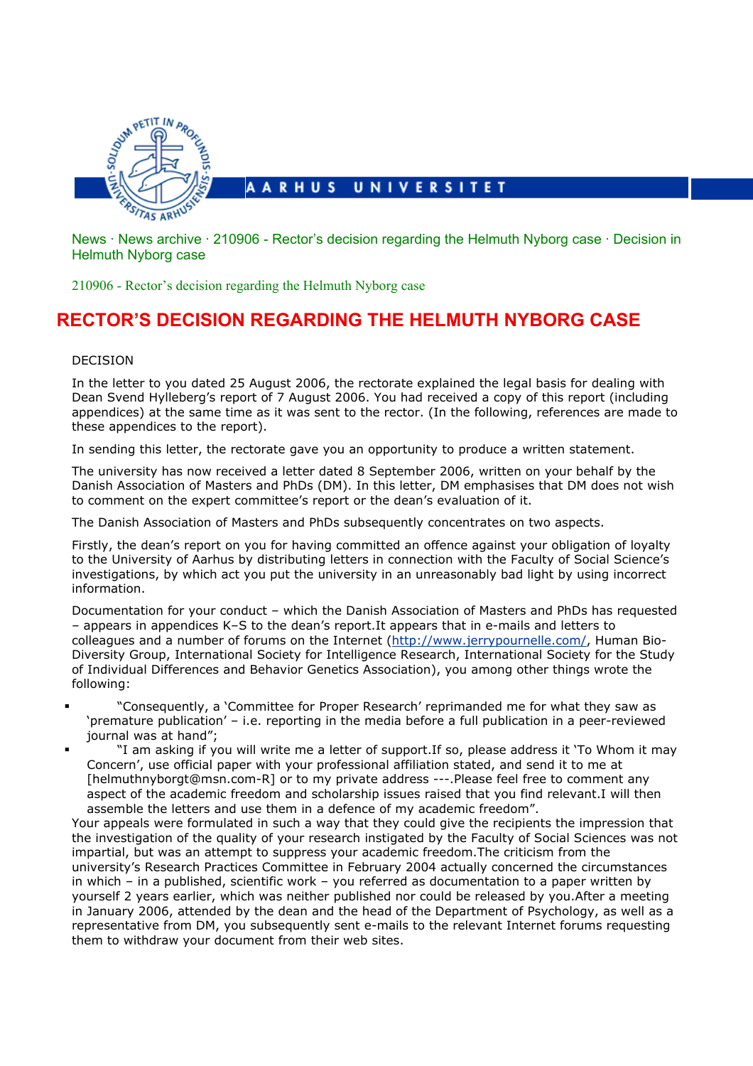News · News archive · 210906 - Rector's decision regarding the Helmuth Nyborg case · Decision in Helmuth Nyborg case

210906 - Rector's decision regarding the Helmuth Nyborg case

# RECTOR'S DECISION REGARDING THE HELMUTH NYBORG CASE

DECISION

In the letter to you dated 25 August 2006, the rectorate explained the legal basis for dealing with Dean Svend Hylleberg's report of 7 August 2006. You had received a copy of this report (including appendices) at the same time as it was sent to the rector. (In the following, references are made to these appendices to the report).

In sending this letter, the rectorate gave you an opportunity to produce a written statement.

The university has now received a letter dated 8 September 2006, written on your behalf by the Danish Association of Masters and PhDs (DM). In this letter, DM emphasises that DM does not wish to comment on the expert committee's report or the dean's evaluation of it.

The Danish Association of Masters and PhDs subsequently concentrates on two aspects.

Firstly, the dean's report on you for having committed an offence against your obligation of loyalty to the University of Aarhus by distributing letters in connection with the Faculty of Social Science's investigations, by which act you put the university in an unreasonably bad light by using incorrect information.

Documentation for your conduct – which the Danish Association of Masters and PhDs has requested – appears in appendices K–S to the dean's report.It appears that in e-mails and letters to colleagues and a number of forums on the Internet (http://www.jerrypournelle.com/, Human Bio-Diversity Group, International Society for Intelligence Research, International Society for the Study of Individual Differences and Behavior Genetics Association), you among other things wrote the following:

- "Consequently, a 'Committee for Proper Research' reprimanded me for what they saw as 'premature publication' – i.e. reporting in the media before a full publication in a peer-reviewed journal was at hand";
- "I am asking if you will write me a letter of support.If so, please address it 'To Whom it may Concern', use official paper with your professional affiliation stated, and send it to me at [helmuthnyborgt@msn.com-R] or to my private address ---.Please feel free to comment any aspect of the academic freedom and scholarship issues raised that you find relevant.I will then assemble the letters and use them in a defence of my academic freedom".

Your appeals were formulated in such a way that they could give the recipients the impression that the investigation of the quality of your research instigated by the Faculty of Social Sciences was not impartial, but was an attempt to suppress your academic freedom.The criticism from the university's Research Practices Committee in February 2004 actually concerned the circumstances in which – in a published, scientific work – you referred as documentation to a paper written by yourself 2 years earlier, which was neither published nor could be released by you.After a meeting in January 2006, attended by the dean and the head of the Department of Psychology, as well as a representative from DM, you subsequently sent e-mails to the relevant Internet forums requesting them to withdraw your document from their web sites.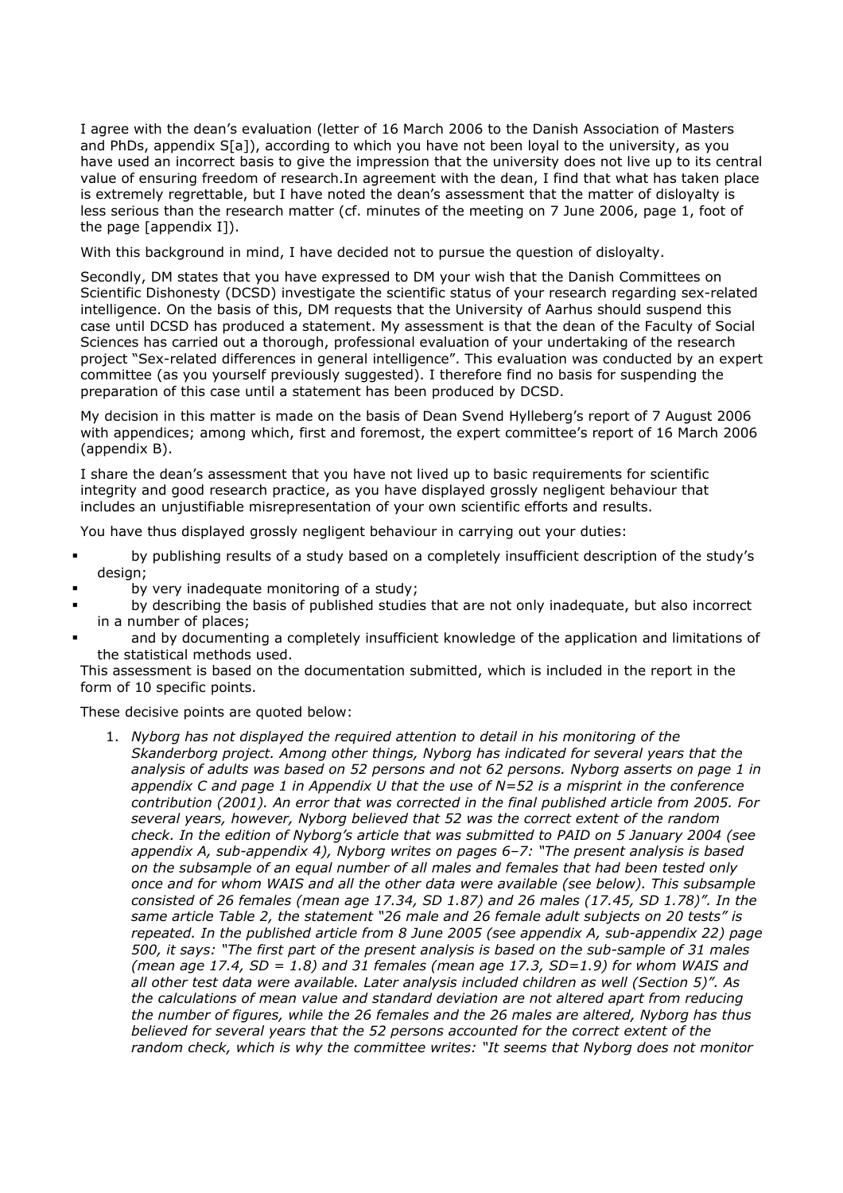I agree with the dean's evaluation (letter of 16 March 2006 to the Danish Association of Masters and PhDs, appendix S[a]), according to which you have not been loyal to the university, as you have used an incorrect basis to give the impression that the university does not live up to its central value of ensuring freedom of research.In agreement with the dean, I find that what has taken place is extremely regrettable, but I have noted the dean's assessment that the matter of disloyalty is less serious than the research matter (cf. minutes of the meeting on 7 June 2006, page 1, foot of the page [appendix I]).

With this background in mind, I have decided not to pursue the question of disloyalty.

Secondly, DM states that you have expressed to DM your wish that the Danish Committees on Scientific Dishonesty (DCSD) investigate the scientific status of your research regarding sex-related intelligence. On the basis of this, DM requests that the University of Aarhus should suspend this case until DCSD has produced a statement. My assessment is that the dean of the Faculty of Social Sciences has carried out a thorough, professional evaluation of your undertaking of the research project "Sex-related differences in general intelligence". This evaluation was conducted by an expert committee (as you yourself previously suggested). I therefore find no basis for suspending the preparation of this case until a statement has been produced by DCSD.

My decision in this matter is made on the basis of Dean Svend Hylleberg's report of 7 August 2006 with appendices; among which, first and foremost, the expert committee's report of 16 March 2006 (appendix B).

I share the dean's assessment that you have not lived up to basic requirements for scientific integrity and good research practice, as you have displayed grossly negligent behaviour that includes an unjustifiable misrepresentation of your own scientific efforts and results.

You have thus displayed grossly negligent behaviour in carrying out your duties:

- by publishing results of a study based on a completely insufficient description of the study's design;
- by very inadequate monitoring of a study;
- by describing the basis of published studies that are not only inadequate, but also incorrect in a number of places;
- and by documenting a completely insufficient knowledge of the application and limitations of the statistical methods used.

This assessment is based on the documentation submitted, which is included in the report in the form of 10 specific points.

These decisive points are quoted below:

1. *Nyborg has not displayed the required attention to detail in his monitoring of the Skanderborg project. Among other things, Nyborg has indicated for several years that the analysis of adults was based on 52 persons and not 62 persons. Nyborg asserts on page 1 in appendix C and page 1 in Appendix U that the use of N=52 is a misprint in the conference contribution (2001). An error that was corrected in the final published article from 2005. For several years, however, Nyborg believed that 52 was the correct extent of the random check. In the edition of Nyborg's article that was submitted to PAID on 5 January 2004 (see appendix A, sub-appendix 4), Nyborg writes on pages 6–7: "The present analysis is based on the subsample of an equal number of all males and females that had been tested only once and for whom WAIS and all the other data were available (see below). This subsample consisted of 26 females (mean age 17.34, SD 1.87) and 26 males (17.45, SD 1.78)". In the same article Table 2, the statement "26 male and 26 female adult subjects on 20 tests" is repeated. In the published article from 8 June 2005 (see appendix A, sub-appendix 22) page 500, it says: "The first part of the present analysis is based on the sub-sample of 31 males (mean age 17.4, SD = 1.8) and 31 females (mean age 17.3, SD=1.9) for whom WAIS and all other test data were available. Later analysis included children as well (Section 5)". As the calculations of mean value and standard deviation are not altered apart from reducing the number of figures, while the 26 females and the 26 males are altered, Nyborg has thus believed for several years that the 52 persons accounted for the correct extent of the random check, which is why the committee writes: "It seems that Nyborg does not monitor*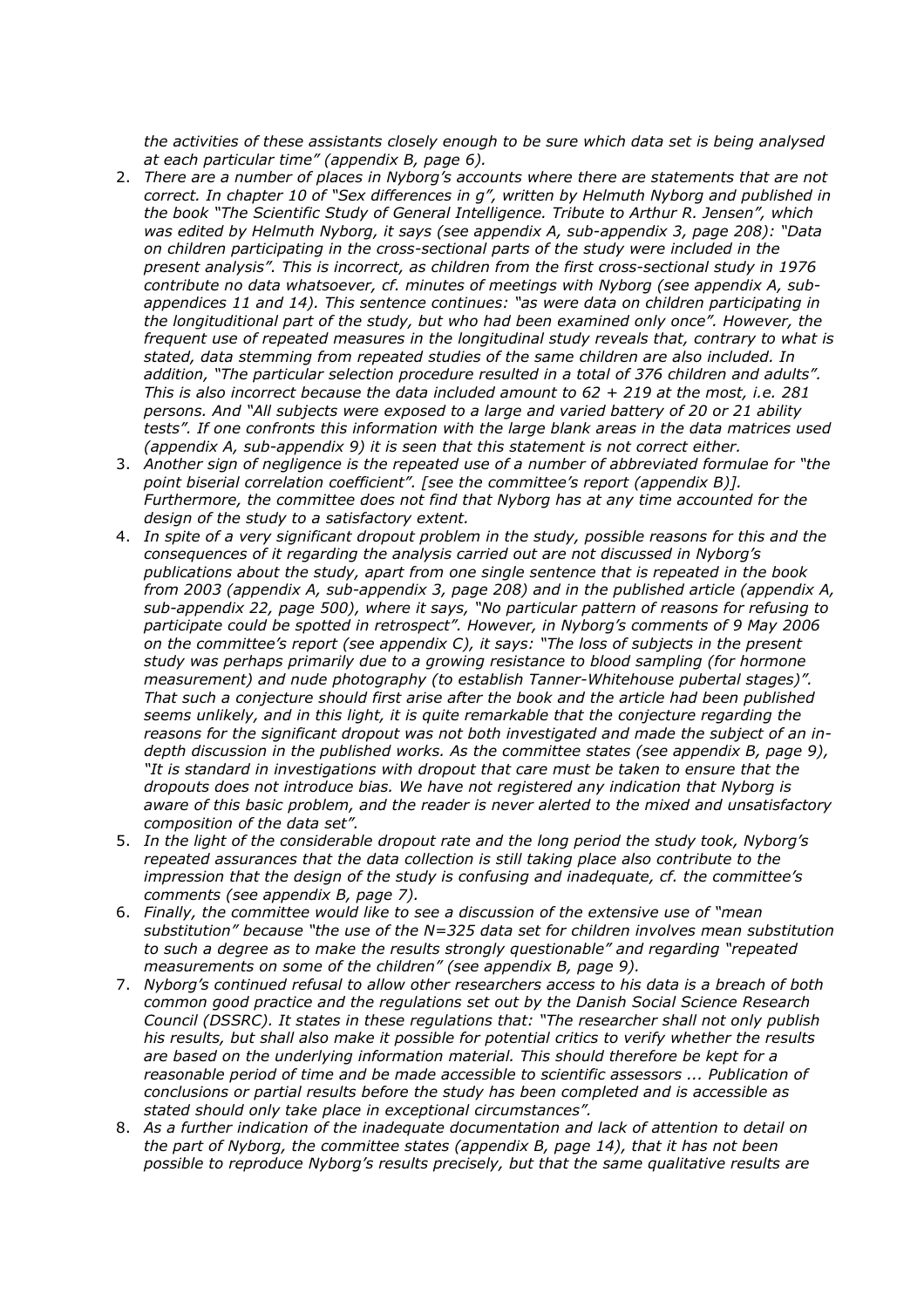*the activities of these assistants closely enough to be sure which data set is being analysed at each particular time" (appendix B, page 6).*

2. *There are a number of places in Nyborg's accounts where there are statements that are not correct. In chapter 10 of "Sex differences in g", written by Helmuth Nyborg and published in the book "The Scientific Study of General Intelligence. Tribute to Arthur R. Jensen", which was edited by Helmuth Nyborg, it says (see appendix A, sub-appendix 3, page 208): "Data on children participating in the cross-sectional parts of the study were included in the present analysis". This is incorrect, as children from the first cross-sectional study in 1976 contribute no data whatsoever, cf. minutes of meetings with Nyborg (see appendix A, sub-appendices 11 and 14). This sentence continues: "as were data on children participating in the longituditional part of the study, but who had been examined only once". However, the frequent use of repeated measures in the longitudinal study reveals that, contrary to what is stated, data stemming from repeated studies of the same children are also included. In addition, "The particular selection procedure resulted in a total of 376 children and adults". This is also incorrect because the data included amount to 62 + 219 at the most, i.e. 281 persons. And "All subjects were exposed to a large and varied battery of 20 or 21 ability tests". If one confronts this information with the large blank areas in the data matrices used (appendix A, sub-appendix 9) it is seen that this statement is not correct either.*
3. *Another sign of negligence is the repeated use of a number of abbreviated formulae for "the point biserial correlation coefficient". [see the committee's report (appendix B)]. Furthermore, the committee does not find that Nyborg has at any time accounted for the design of the study to a satisfactory extent.*
4. *In spite of a very significant dropout problem in the study, possible reasons for this and the consequences of it regarding the analysis carried out are not discussed in Nyborg's publications about the study, apart from one single sentence that is repeated in the book from 2003 (appendix A, sub-appendix 3, page 208) and in the published article (appendix A, sub-appendix 22, page 500), where it says, "No particular pattern of reasons for refusing to participate could be spotted in retrospect". However, in Nyborg's comments of 9 May 2006 on the committee's report (see appendix C), it says: "The loss of subjects in the present study was perhaps primarily due to a growing resistance to blood sampling (for hormone measurement) and nude photography (to establish Tanner-Whitehouse pubertal stages)". That such a conjecture should first arise after the book and the article had been published seems unlikely, and in this light, it is quite remarkable that the conjecture regarding the reasons for the significant dropout was not both investigated and made the subject of an in-depth discussion in the published works. As the committee states (see appendix B, page 9), "It is standard in investigations with dropout that care must be taken to ensure that the dropouts does not introduce bias. We have not registered any indication that Nyborg is aware of this basic problem, and the reader is never alerted to the mixed and unsatisfactory composition of the data set".*
5. *In the light of the considerable dropout rate and the long period the study took, Nyborg's repeated assurances that the data collection is still taking place also contribute to the impression that the design of the study is confusing and inadequate, cf. the committee's comments (see appendix B, page 7).*
6. *Finally, the committee would like to see a discussion of the extensive use of "mean substitution" because "the use of the N=325 data set for children involves mean substitution to such a degree as to make the results strongly questionable" and regarding "repeated measurements on some of the children" (see appendix B, page 9).*
7. *Nyborg's continued refusal to allow other researchers access to his data is a breach of both common good practice and the regulations set out by the Danish Social Science Research Council (DSSRC). It states in these regulations that: "The researcher shall not only publish his results, but shall also make it possible for potential critics to verify whether the results are based on the underlying information material. This should therefore be kept for a reasonable period of time and be made accessible to scientific assessors ... Publication of conclusions or partial results before the study has been completed and is accessible as stated should only take place in exceptional circumstances".*
8. *As a further indication of the inadequate documentation and lack of attention to detail on the part of Nyborg, the committee states (appendix B, page 14), that it has not been possible to reproduce Nyborg's results precisely, but that the same qualitative results are*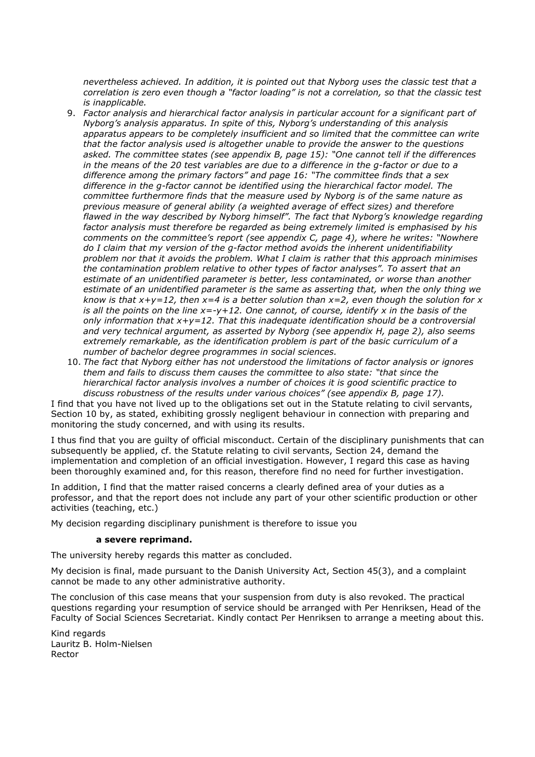*nevertheless achieved. In addition, it is pointed out that Nyborg uses the classic test that a correlation is zero even though a "factor loading" is not a correlation, so that the classic test is inapplicable.*

9. *Factor analysis and hierarchical factor analysis in particular account for a significant part of Nyborg's analysis apparatus. In spite of this, Nyborg's understanding of this analysis apparatus appears to be completely insufficient and so limited that the committee can write that the factor analysis used is altogether unable to provide the answer to the questions asked. The committee states (see appendix B, page 15): "One cannot tell if the differences in the means of the 20 test variables are due to a difference in the g-factor or due to a difference among the primary factors" and page 16: "The committee finds that a sex difference in the g-factor cannot be identified using the hierarchical factor model. The committee furthermore finds that the measure used by Nyborg is of the same nature as previous measure of general ability (a weighted average of effect sizes) and therefore flawed in the way described by Nyborg himself". The fact that Nyborg's knowledge regarding factor analysis must therefore be regarded as being extremely limited is emphasised by his comments on the committee's report (see appendix C, page 4), where he writes: "Nowhere do I claim that my version of the g-factor method avoids the inherent unidentifiability problem nor that it avoids the problem. What I claim is rather that this approach minimises the contamination problem relative to other types of factor analyses". To assert that an estimate of an unidentified parameter is better, less contaminated, or worse than another estimate of an unidentified parameter is the same as asserting that, when the only thing we know is that $x+y=12$, then $x=4$ is a better solution than $x=2$, even though the solution for $x$ is all the points on the line $x=-y+12$. One cannot, of course, identify $x$ in the basis of the only information that $x+y=12$. That this inadequate identification should be a controversial and very technical argument, as asserted by Nyborg (see appendix H, page 2), also seems extremely remarkable, as the identification problem is part of the basic curriculum of a number of bachelor degree programmes in social sciences.*
10. *The fact that Nyborg either has not understood the limitations of factor analysis or ignores them and fails to discuss them causes the committee to also state: "that since the hierarchical factor analysis involves a number of choices it is good scientific practice to discuss robustness of the results under various choices" (see appendix B, page 17).*

I find that you have not lived up to the obligations set out in the Statute relating to civil servants, Section 10 by, as stated, exhibiting grossly negligent behaviour in connection with preparing and monitoring the study concerned, and with using its results.

I thus find that you are guilty of official misconduct. Certain of the disciplinary punishments that can subsequently be applied, cf. the Statute relating to civil servants, Section 24, demand the implementation and completion of an official investigation. However, I regard this case as having been thoroughly examined and, for this reason, therefore find no need for further investigation.

In addition, I find that the matter raised concerns a clearly defined area of your duties as a professor, and that the report does not include any part of your other scientific production or other activities (teaching, etc.)

My decision regarding disciplinary punishment is therefore to issue you

**a severe reprimand.**

The university hereby regards this matter as concluded.

My decision is final, made pursuant to the Danish University Act, Section 45(3), and a complaint cannot be made to any other administrative authority.

The conclusion of this case means that your suspension from duty is also revoked. The practical questions regarding your resumption of service should be arranged with Per Henriksen, Head of the Faculty of Social Sciences Secretariat. Kindly contact Per Henriksen to arrange a meeting about this.

Kind regards
Lauritz B. Holm-Nielsen
Rector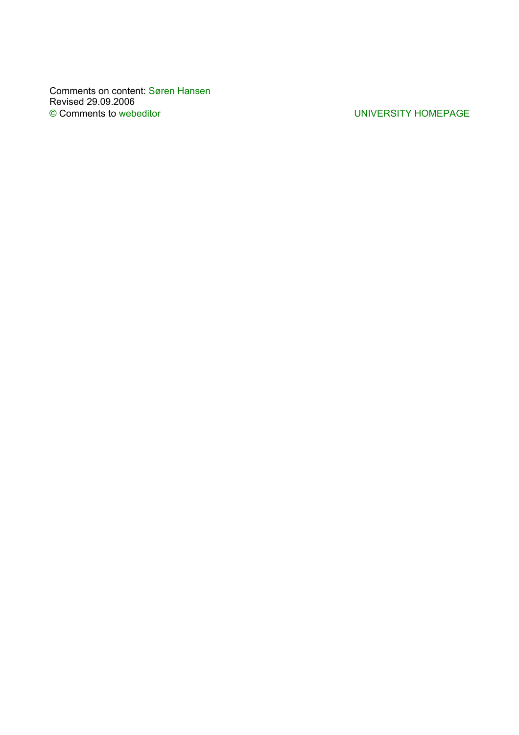Comments on content: Søren Hansen
Revised 29.09.2006
© Comments to webeditor

UNIVERSITY HOMEPAGE